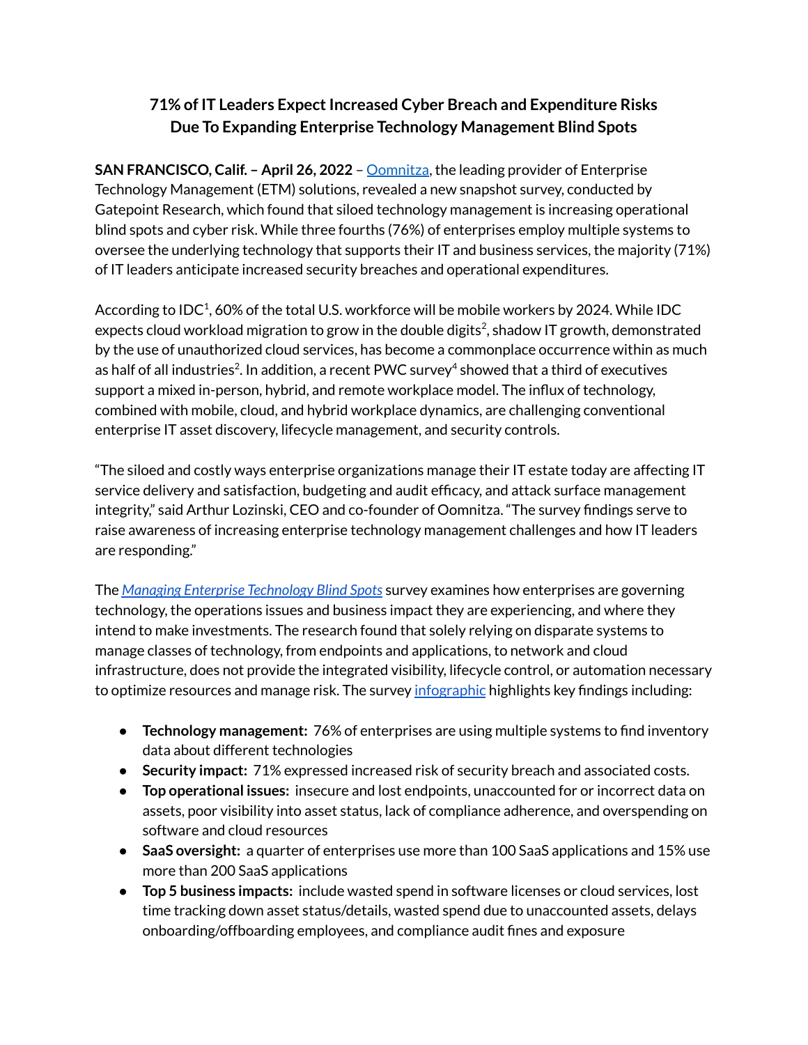# 71% of IT Leaders Expect Increased Cyber Breach and Expenditure Risks Due To Expanding Enterprise Technology Management Blind Spots

**SAN FRANCISCO, Calif. – April 26, 2022** – Oomnitza, the leading provider of Enterprise Technology Management (ETM) solutions, revealed a new snapshot survey, conducted by Gatepoint Research, which found that siloed technology management is increasing operational blind spots and cyber risk. While three fourths (76%) of enterprises employ multiple systems to oversee the underlying technology that supports their IT and business services, the majority (71%) of IT leaders anticipate increased security breaches and operational expenditures.

According to IDC[1], 60% of the total U.S. workforce will be mobile workers by 2024. While IDC expects cloud workload migration to grow in the double digits[2], shadow IT growth, demonstrated by the use of unauthorized cloud services, has become a commonplace occurrence within as much as half of all industries[2]. In addition, a recent PWC survey[4] showed that a third of executives support a mixed in-person, hybrid, and remote workplace model. The influx of technology, combined with mobile, cloud, and hybrid workplace dynamics, are challenging conventional enterprise IT asset discovery, lifecycle management, and security controls.

"The siloed and costly ways enterprise organizations manage their IT estate today are affecting IT service delivery and satisfaction, budgeting and audit efficacy, and attack surface management integrity," said Arthur Lozinski, CEO and co-founder of Oomnitza. "The survey findings serve to raise awareness of increasing enterprise technology management challenges and how IT leaders are responding."

The *Managing Enterprise Technology Blind Spots* survey examines how enterprises are governing technology, the operations issues and business impact they are experiencing, and where they intend to make investments. The research found that solely relying on disparate systems to manage classes of technology, from endpoints and applications, to network and cloud infrastructure, does not provide the integrated visibility, lifecycle control, or automation necessary to optimize resources and manage risk. The survey infographic highlights key findings including:

- **Technology management:** 76% of enterprises are using multiple systems to find inventory data about different technologies
- **Security impact:** 71% expressed increased risk of security breach and associated costs.
- **Top operational issues:** insecure and lost endpoints, unaccounted for or incorrect data on assets, poor visibility into asset status, lack of compliance adherence, and overspending on software and cloud resources
- **SaaS oversight:** a quarter of enterprises use more than 100 SaaS applications and 15% use more than 200 SaaS applications
- **Top 5 business impacts:** include wasted spend in software licenses or cloud services, lost time tracking down asset status/details, wasted spend due to unaccounted assets, delays onboarding/offboarding employees, and compliance audit fines and exposure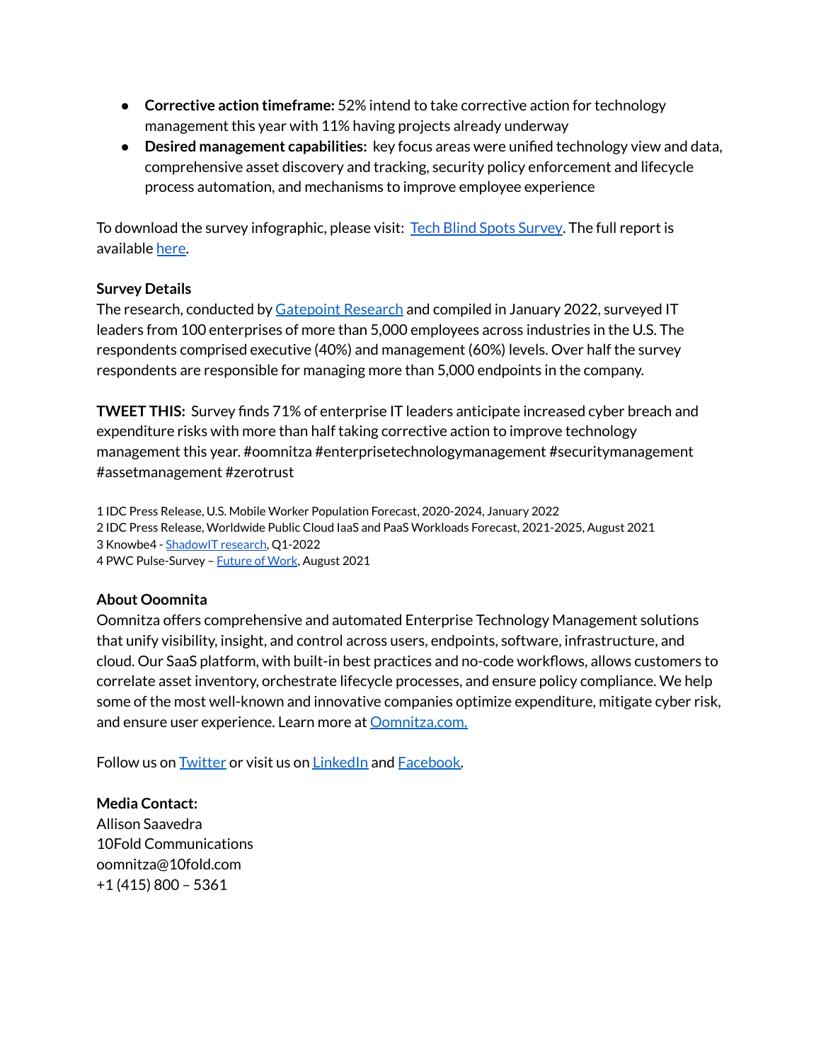- **Corrective action timeframe:** 52% intend to take corrective action for technology management this year with 11% having projects already underway
- **Desired management capabilities:** key focus areas were unified technology view and data, comprehensive asset discovery and tracking, security policy enforcement and lifecycle process automation, and mechanisms to improve employee experience

To download the survey infographic, please visit: Tech Blind Spots Survey. The full report is available here.

**Survey Details**

The research, conducted by Gatepoint Research and compiled in January 2022, surveyed IT leaders from 100 enterprises of more than 5,000 employees across industries in the U.S. The respondents comprised executive (40%) and management (60%) levels. Over half the survey respondents are responsible for managing more than 5,000 endpoints in the company.

**TWEET THIS:** Survey finds 71% of enterprise IT leaders anticipate increased cyber breach and expenditure risks with more than half taking corrective action to improve technology management this year. #oomnitza #enterprisetechnologymanagement #securitymanagement #assetmanagement #zerotrust

1 IDC Press Release, U.S. Mobile Worker Population Forecast, 2020-2024, January 2022
2 IDC Press Release, Worldwide Public Cloud IaaS and PaaS Workloads Forecast, 2021-2025, August 2021
3 Knowbe4 - ShadowIT research, Q1-2022
4 PWC Pulse-Survey – Future of Work, August 2021

**About Ooomnita**

Oomnitza offers comprehensive and automated Enterprise Technology Management solutions that unify visibility, insight, and control across users, endpoints, software, infrastructure, and cloud. Our SaaS platform, with built-in best practices and no-code workflows, allows customers to correlate asset inventory, orchestrate lifecycle processes, and ensure policy compliance. We help some of the most well-known and innovative companies optimize expenditure, mitigate cyber risk, and ensure user experience. Learn more at Oomnitza.com.

Follow us on Twitter or visit us on LinkedIn and Facebook.

**Media Contact:**
Allison Saavedra
10Fold Communications
oomnitza@10fold.com
+1 (415) 800 – 5361